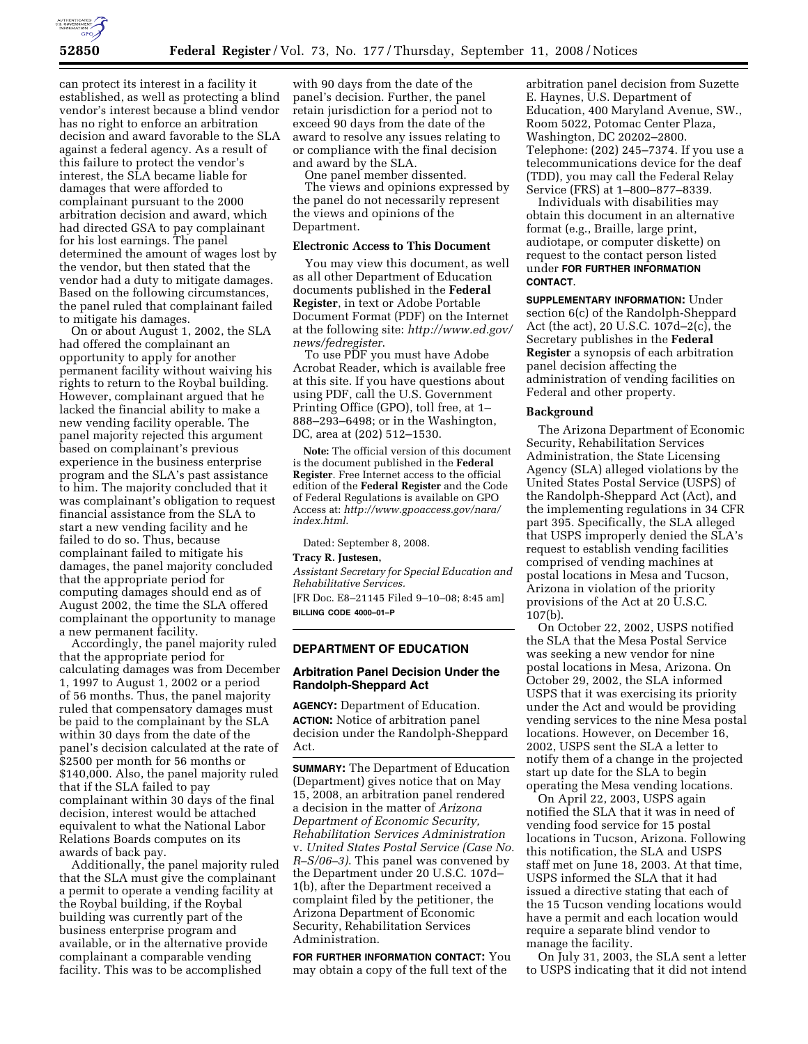can protect its interest in a facility it established, as well as protecting a blind vendor's interest because a blind vendor has no right to enforce an arbitration decision and award favorable to the SLA against a federal agency. As a result of this failure to protect the vendor's interest, the SLA became liable for damages that were afforded to complainant pursuant to the 2000 arbitration decision and award, which had directed GSA to pay complainant for his lost earnings. The panel determined the amount of wages lost by the vendor, but then stated that the vendor had a duty to mitigate damages. Based on the following circumstances, the panel ruled that complainant failed to mitigate his damages.

On or about August 1, 2002, the SLA had offered the complainant an opportunity to apply for another permanent facility without waiving his rights to return to the Roybal building. However, complainant argued that he lacked the financial ability to make a new vending facility operable. The panel majority rejected this argument based on complainant's previous experience in the business enterprise program and the SLA's past assistance to him. The majority concluded that it was complainant's obligation to request financial assistance from the SLA to start a new vending facility and he failed to do so. Thus, because complainant failed to mitigate his damages, the panel majority concluded that the appropriate period for computing damages should end as of August 2002, the time the SLA offered complainant the opportunity to manage a new permanent facility.

Accordingly, the panel majority ruled that the appropriate period for calculating damages was from December 1, 1997 to August 1, 2002 or a period of 56 months. Thus, the panel majority ruled that compensatory damages must be paid to the complainant by the SLA within 30 days from the date of the panel's decision calculated at the rate of $2500 per month for 56 months or $140,000. Also, the panel majority ruled that if the SLA failed to pay complainant within 30 days of the final decision, interest would be attached equivalent to what the National Labor Relations Boards computes on its awards of back pay.

Additionally, the panel majority ruled that the SLA must give the complainant a permit to operate a vending facility at the Roybal building, if the Roybal building was currently part of the business enterprise program and available, or in the alternative provide complainant a comparable vending facility. This was to be accomplished with 90 days from the date of the panel's decision. Further, the panel retain jurisdiction for a period not to exceed 90 days from the date of the award to resolve any issues relating to or compliance with the final decision and award by the SLA.

One panel member dissented.

The views and opinions expressed by the panel do not necessarily represent the views and opinions of the Department.

**Electronic Access to This Document**

You may view this document, as well as all other Department of Education documents published in the **Federal Register**, in text or Adobe Portable Document Format (PDF) on the Internet at the following site: *http://www.ed.gov/news/fedregister*.

To use PDF you must have Adobe Acrobat Reader, which is available free at this site. If you have questions about using PDF, call the U.S. Government Printing Office (GPO), toll free, at 1–888–293–6498; or in the Washington, DC, area at (202) 512–1530.

**Note:** The official version of this document is the document published in the **Federal Register**. Free Internet access to the official edition of the **Federal Register** and the Code of Federal Regulations is available on GPO Access at: *http://www.gpoaccess.gov/nara/index.html*.

Dated: September 8, 2008.

**Tracy R. Justesen,**

*Assistant Secretary for Special Education and Rehabilitative Services.*

[FR Doc. E8–21145 Filed 9–10–08; 8:45 am]

**BILLING CODE 4000–01–P**

## DEPARTMENT OF EDUCATION

### Arbitration Panel Decision Under the Randolph-Sheppard Act

**AGENCY:** Department of Education.

**ACTION:** Notice of arbitration panel decision under the Randolph-Sheppard Act.

**SUMMARY:** The Department of Education (Department) gives notice that on May 15, 2008, an arbitration panel rendered a decision in the matter of *Arizona Department of Economic Security, Rehabilitation Services Administration* v. *United States Postal Service (Case No. R–S/06–3)*. This panel was convened by the Department under 20 U.S.C. 107d–1(b), after the Department received a complaint filed by the petitioner, the Arizona Department of Economic Security, Rehabilitation Services Administration.

**FOR FURTHER INFORMATION CONTACT:** You may obtain a copy of the full text of the arbitration panel decision from Suzette E. Haynes, U.S. Department of Education, 400 Maryland Avenue, SW., Room 5022, Potomac Center Plaza, Washington, DC 20202–2800. Telephone: (202) 245–7374. If you use a telecommunications device for the deaf (TDD), you may call the Federal Relay Service (FRS) at 1–800–877–8339.

Individuals with disabilities may obtain this document in an alternative format (e.g., Braille, large print, audiotape, or computer diskette) on request to the contact person listed under **FOR FURTHER INFORMATION CONTACT**.

**SUPPLEMENTARY INFORMATION:** Under section 6(c) of the Randolph-Sheppard Act (the act), 20 U.S.C. 107d–2(c), the Secretary publishes in the **Federal Register** a synopsis of each arbitration panel decision affecting the administration of vending facilities on Federal and other property.

**Background**

The Arizona Department of Economic Security, Rehabilitation Services Administration, the State Licensing Agency (SLA) alleged violations by the United States Postal Service (USPS) of the Randolph-Sheppard Act (Act), and the implementing regulations in 34 CFR part 395. Specifically, the SLA alleged that USPS improperly denied the SLA's request to establish vending facilities comprised of vending machines at postal locations in Mesa and Tucson, Arizona in violation of the priority provisions of the Act at 20 U.S.C. 107(b).

On October 22, 2002, USPS notified the SLA that the Mesa Postal Service was seeking a new vendor for nine postal locations in Mesa, Arizona. On October 29, 2002, the SLA informed USPS that it was exercising its priority under the Act and would be providing vending services to the nine Mesa postal locations. However, on December 16, 2002, USPS sent the SLA a letter to notify them of a change in the projected start up date for the SLA to begin operating the Mesa vending locations.

On April 22, 2003, USPS again notified the SLA that it was in need of vending food service for 15 postal locations in Tucson, Arizona. Following this notification, the SLA and USPS staff met on June 18, 2003. At that time, USPS informed the SLA that it had issued a directive stating that each of the 15 Tucson vending locations would have a permit and each location would require a separate blind vendor to manage the facility.

On July 31, 2003, the SLA sent a letter to USPS indicating that it did not intend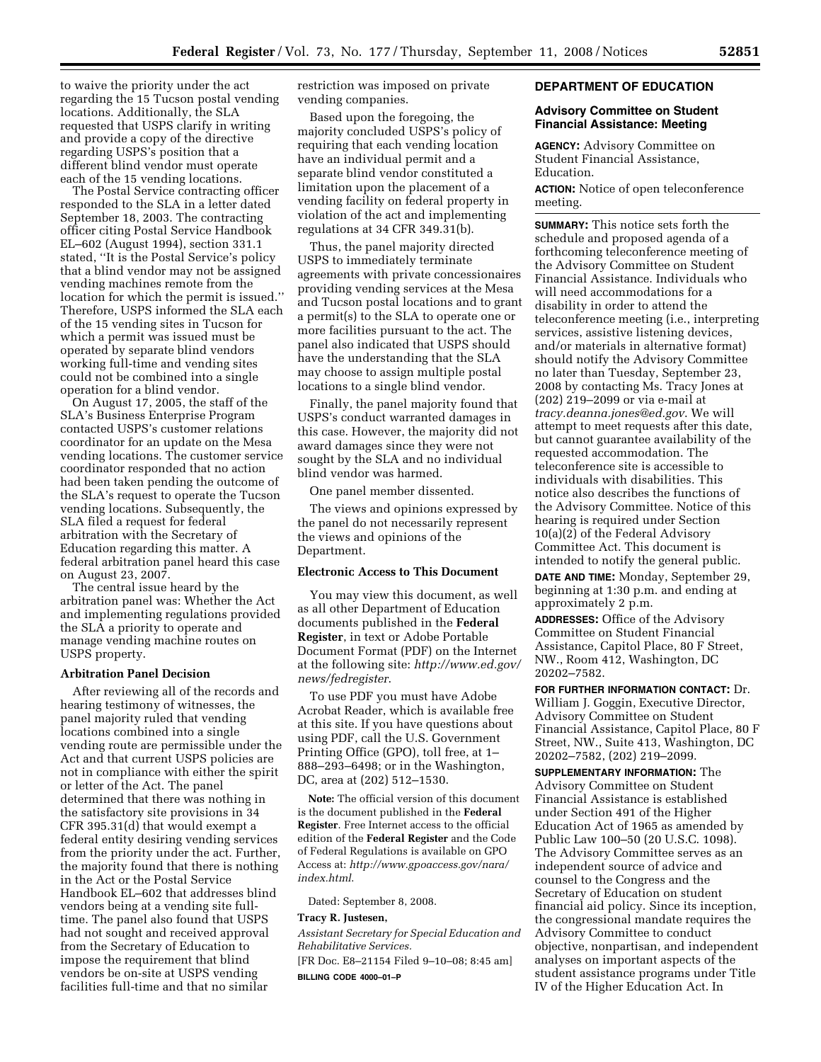to waive the priority under the act regarding the 15 Tucson postal vending locations. Additionally, the SLA requested that USPS clarify in writing and provide a copy of the directive regarding USPS's position that a different blind vendor must operate each of the 15 vending locations.

The Postal Service contracting officer responded to the SLA in a letter dated September 18, 2003. The contracting officer citing Postal Service Handbook EL–602 (August 1994), section 331.1 stated, ''It is the Postal Service's policy that a blind vendor may not be assigned vending machines remote from the location for which the permit is issued.'' Therefore, USPS informed the SLA each of the 15 vending sites in Tucson for which a permit was issued must be operated by separate blind vendors working full-time and vending sites could not be combined into a single operation for a blind vendor.

On August 17, 2005, the staff of the SLA's Business Enterprise Program contacted USPS's customer relations coordinator for an update on the Mesa vending locations. The customer service coordinator responded that no action had been taken pending the outcome of the SLA's request to operate the Tucson vending locations. Subsequently, the SLA filed a request for federal arbitration with the Secretary of Education regarding this matter. A federal arbitration panel heard this case on August 23, 2007.

The central issue heard by the arbitration panel was: Whether the Act and implementing regulations provided the SLA a priority to operate and manage vending machine routes on USPS property.

**Arbitration Panel Decision**

After reviewing all of the records and hearing testimony of witnesses, the panel majority ruled that vending locations combined into a single vending route are permissible under the Act and that current USPS policies are not in compliance with either the spirit or letter of the Act. The panel determined that there was nothing in the satisfactory site provisions in 34 CFR 395.31(d) that would exempt a federal entity desiring vending services from the priority under the act. Further, the majority found that there is nothing in the Act or the Postal Service Handbook EL–602 that addresses blind vendors being at a vending site full-time. The panel also found that USPS had not sought and received approval from the Secretary of Education to impose the requirement that blind vendors be on-site at USPS vending facilities full-time and that no similar restriction was imposed on private vending companies.

Based upon the foregoing, the majority concluded USPS's policy of requiring that each vending location have an individual permit and a separate blind vendor constituted a limitation upon the placement of a vending facility on federal property in violation of the act and implementing regulations at 34 CFR 349.31(b).

Thus, the panel majority directed USPS to immediately terminate agreements with private concessionaires providing vending services at the Mesa and Tucson postal locations and to grant a permit(s) to the SLA to operate one or more facilities pursuant to the act. The panel also indicated that USPS should have the understanding that the SLA may choose to assign multiple postal locations to a single blind vendor.

Finally, the panel majority found that USPS's conduct warranted damages in this case. However, the majority did not award damages since they were not sought by the SLA and no individual blind vendor was harmed.

One panel member dissented.

The views and opinions expressed by the panel do not necessarily represent the views and opinions of the Department.

**Electronic Access to This Document**

You may view this document, as well as all other Department of Education documents published in the **Federal Register**, in text or Adobe Portable Document Format (PDF) on the Internet at the following site: *http://www.ed.gov/news/fedregister*.

To use PDF you must have Adobe Acrobat Reader, which is available free at this site. If you have questions about using PDF, call the U.S. Government Printing Office (GPO), toll free, at 1–888–293–6498; or in the Washington, DC, area at (202) 512–1530.

**Note:** The official version of this document is the document published in the **Federal Register**. Free Internet access to the official edition of the **Federal Register** and the Code of Federal Regulations is available on GPO Access at: *http://www.gpoaccess.gov/nara/index.html*.

Dated: September 8, 2008.

**Tracy R. Justesen,**

*Assistant Secretary for Special Education and Rehabilitative Services.*

[FR Doc. E8–21154 Filed 9–10–08; 8:45 am]

**BILLING CODE 4000–01–P**

## DEPARTMENT OF EDUCATION

### Advisory Committee on Student Financial Assistance: Meeting

**AGENCY:** Advisory Committee on Student Financial Assistance, Education.

**ACTION:** Notice of open teleconference meeting.

**SUMMARY:** This notice sets forth the schedule and proposed agenda of a forthcoming teleconference meeting of the Advisory Committee on Student Financial Assistance. Individuals who will need accommodations for a disability in order to attend the teleconference meeting (i.e., interpreting services, assistive listening devices, and/or materials in alternative format) should notify the Advisory Committee no later than Tuesday, September 23, 2008 by contacting Ms. Tracy Jones at (202) 219–2099 or via e-mail at *tracy.deanna.jones@ed.gov*. We will attempt to meet requests after this date, but cannot guarantee availability of the requested accommodation. The teleconference site is accessible to individuals with disabilities. This notice also describes the functions of the Advisory Committee. Notice of this hearing is required under Section 10(a)(2) of the Federal Advisory Committee Act. This document is intended to notify the general public.

**DATE AND TIME:** Monday, September 29, beginning at 1:30 p.m. and ending at approximately 2 p.m.

**ADDRESSES:** Office of the Advisory Committee on Student Financial Assistance, Capitol Place, 80 F Street, NW., Room 412, Washington, DC 20202–7582.

**FOR FURTHER INFORMATION CONTACT:** Dr. William J. Goggin, Executive Director, Advisory Committee on Student Financial Assistance, Capitol Place, 80 F Street, NW., Suite 413, Washington, DC 20202–7582, (202) 219–2099.

**SUPPLEMENTARY INFORMATION:** The Advisory Committee on Student Financial Assistance is established under Section 491 of the Higher Education Act of 1965 as amended by Public Law 100–50 (20 U.S.C. 1098). The Advisory Committee serves as an independent source of advice and counsel to the Congress and the Secretary of Education on student financial aid policy. Since its inception, the congressional mandate requires the Advisory Committee to conduct objective, nonpartisan, and independent analyses on important aspects of the student assistance programs under Title IV of the Higher Education Act. In